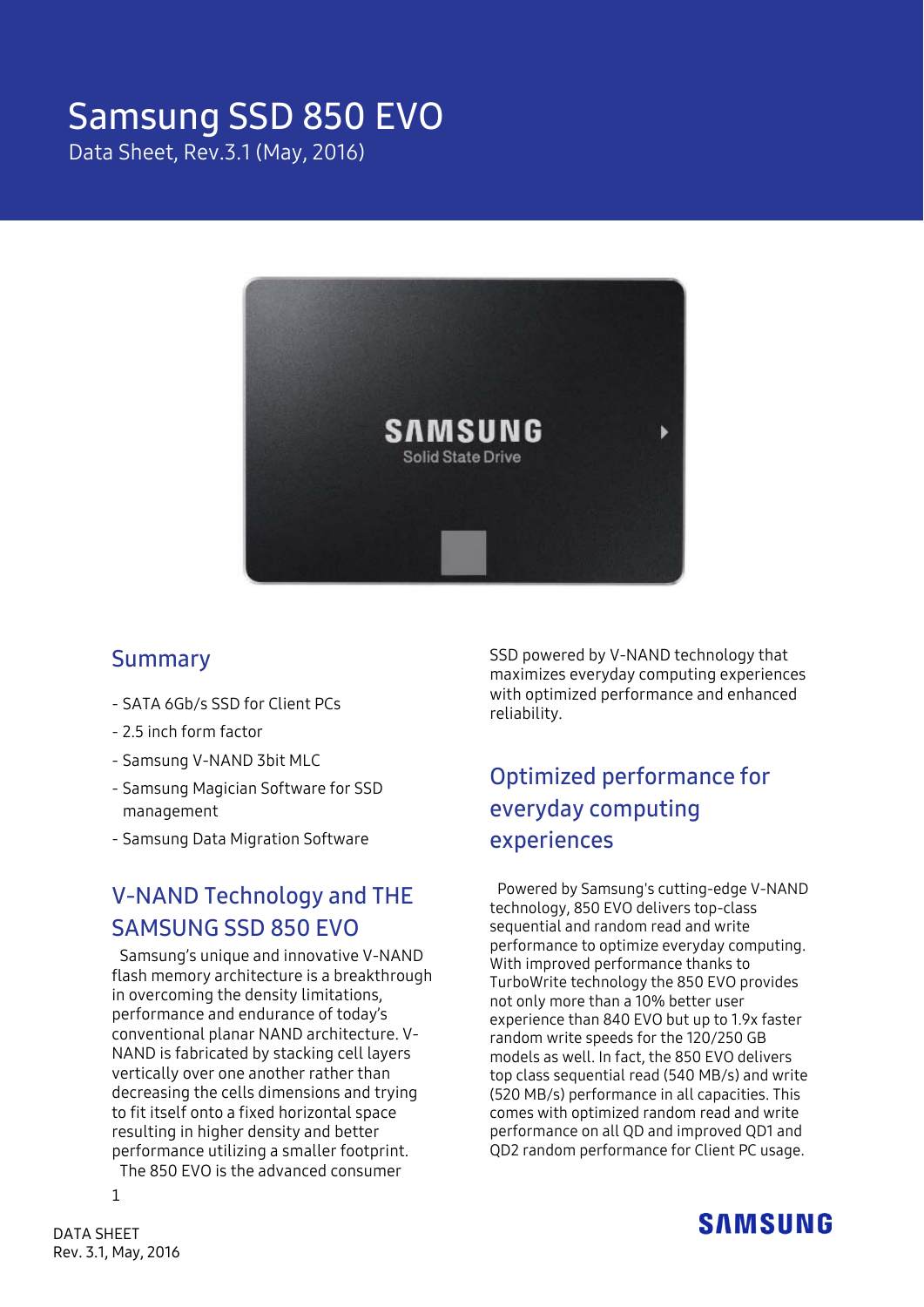# Samsung SSD 850 EVO

Data Sheet, Rev.3.1 (May, 2016)

## Summary

- SATA 6Gb/s SSD for Client PCs
- 2.5 inch form factor
- Samsung V-NAND 3bit MLC
- Samsung Magician Software for SSD management
- Samsung Data Migration Software

## V-NAND Technology and THE SAMSUNG SSD 850 EVO

Samsung's unique and innovative V-NAND flash memory architecture is a breakthrough in overcoming the density limitations, performance and endurance of today's conventional planar NAND architecture. V-NAND is fabricated by stacking cell layers vertically over one another rather than decreasing the cells dimensions and trying to fit itself onto a fixed horizontal space resulting in higher density and better performance utilizing a smaller footprint.

The 850 EVO is the advanced consumer SSD powered by V-NAND technology that maximizes everyday computing experiences with optimized performance and enhanced reliability.

## Optimized performance for everyday computing experiences

Powered by Samsung's cutting-edge V-NAND technology, 850 EVO delivers top-class sequential and random read and write performance to optimize everyday computing. With improved performance thanks to TurboWrite technology the 850 EVO provides not only more than a 10% better user experience than 840 EVO but up to 1.9x faster random write speeds for the 120/250 GB models as well. In fact, the 850 EVO delivers top class sequential read (540 MB/s) and write (520 MB/s) performance in all capacities. This comes with optimized random read and write performance on all QD and improved QD1 and QD2 random performance for Client PC usage.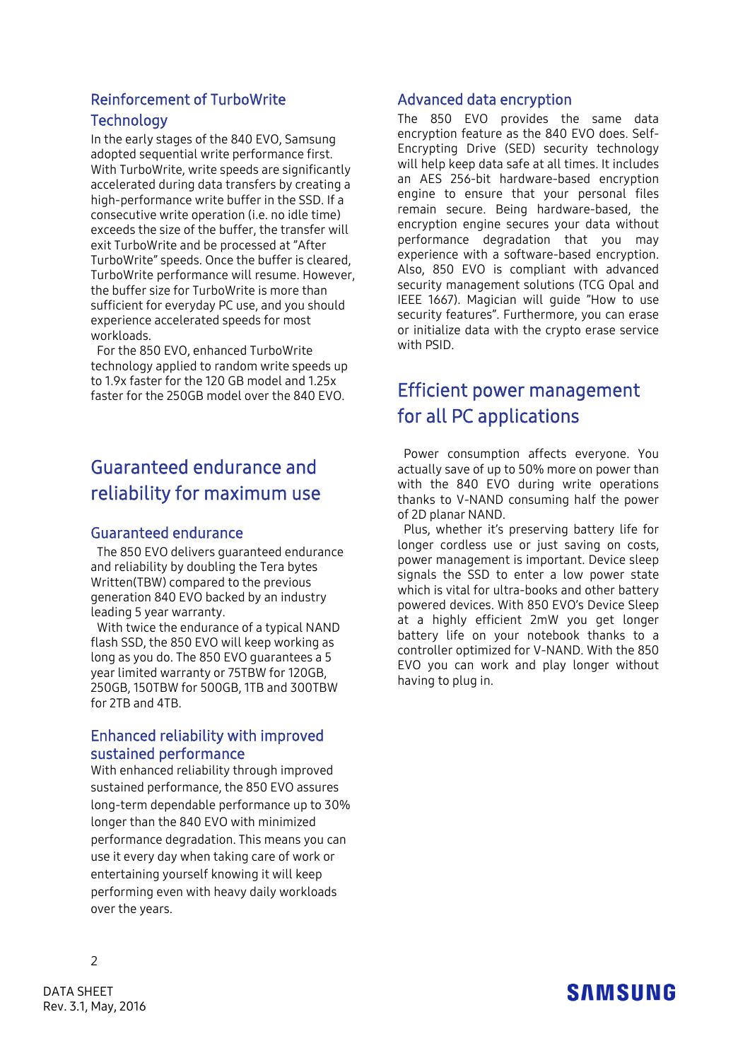### Reinforcement of TurboWrite Technology

In the early stages of the 840 EVO, Samsung adopted sequential write performance first. With TurboWrite, write speeds are significantly accelerated during data transfers by creating a high-performance write buffer in the SSD. If a consecutive write operation (i.e. no idle time) exceeds the size of the buffer, the transfer will exit TurboWrite and be processed at "After TurboWrite" speeds. Once the buffer is cleared, TurboWrite performance will resume. However, the buffer size for TurboWrite is more than sufficient for everyday PC use, and you should experience accelerated speeds for most workloads.

For the 850 EVO, enhanced TurboWrite technology applied to random write speeds up to 1.9x faster for the 120 GB model and 1.25x faster for the 250GB model over the 840 EVO.

## Guaranteed endurance and reliability for maximum use

### Guaranteed endurance

The 850 EVO delivers guaranteed endurance and reliability by doubling the Tera bytes Written(TBW) compared to the previous generation 840 EVO backed by an industry leading 5 year warranty.

With twice the endurance of a typical NAND flash SSD, the 850 EVO will keep working as long as you do. The 850 EVO guarantees a 5 year limited warranty or 75TBW for 120GB, 250GB, 150TBW for 500GB, 1TB and 300TBW for 2TB and 4TB.

### Enhanced reliability with improved sustained performance

With enhanced reliability through improved sustained performance, the 850 EVO assures long-term dependable performance up to 30% longer than the 840 EVO with minimized performance degradation. This means you can use it every day when taking care of work or entertaining yourself knowing it will keep performing even with heavy daily workloads over the years.

### Advanced data encryption

The 850 EVO provides the same data encryption feature as the 840 EVO does. Self-Encrypting Drive (SED) security technology will help keep data safe at all times. It includes an AES 256-bit hardware-based encryption engine to ensure that your personal files remain secure. Being hardware-based, the encryption engine secures your data without performance degradation that you may experience with a software-based encryption. Also, 850 EVO is compliant with advanced security management solutions (TCG Opal and IEEE 1667). Magician will guide "How to use security features". Furthermore, you can erase or initialize data with the crypto erase service with PSID.

## Efficient power management for all PC applications

Power consumption affects everyone. You actually save of up to 50% more on power than with the 840 EVO during write operations thanks to V-NAND consuming half the power of 2D planar NAND.

Plus, whether it's preserving battery life for longer cordless use or just saving on costs, power management is important. Device sleep signals the SSD to enter a low power state which is vital for ultra-books and other battery powered devices. With 850 EVO's Device Sleep at a highly efficient 2mW you get longer battery life on your notebook thanks to a controller optimized for V-NAND. With the 850 EVO you can work and play longer without having to plug in.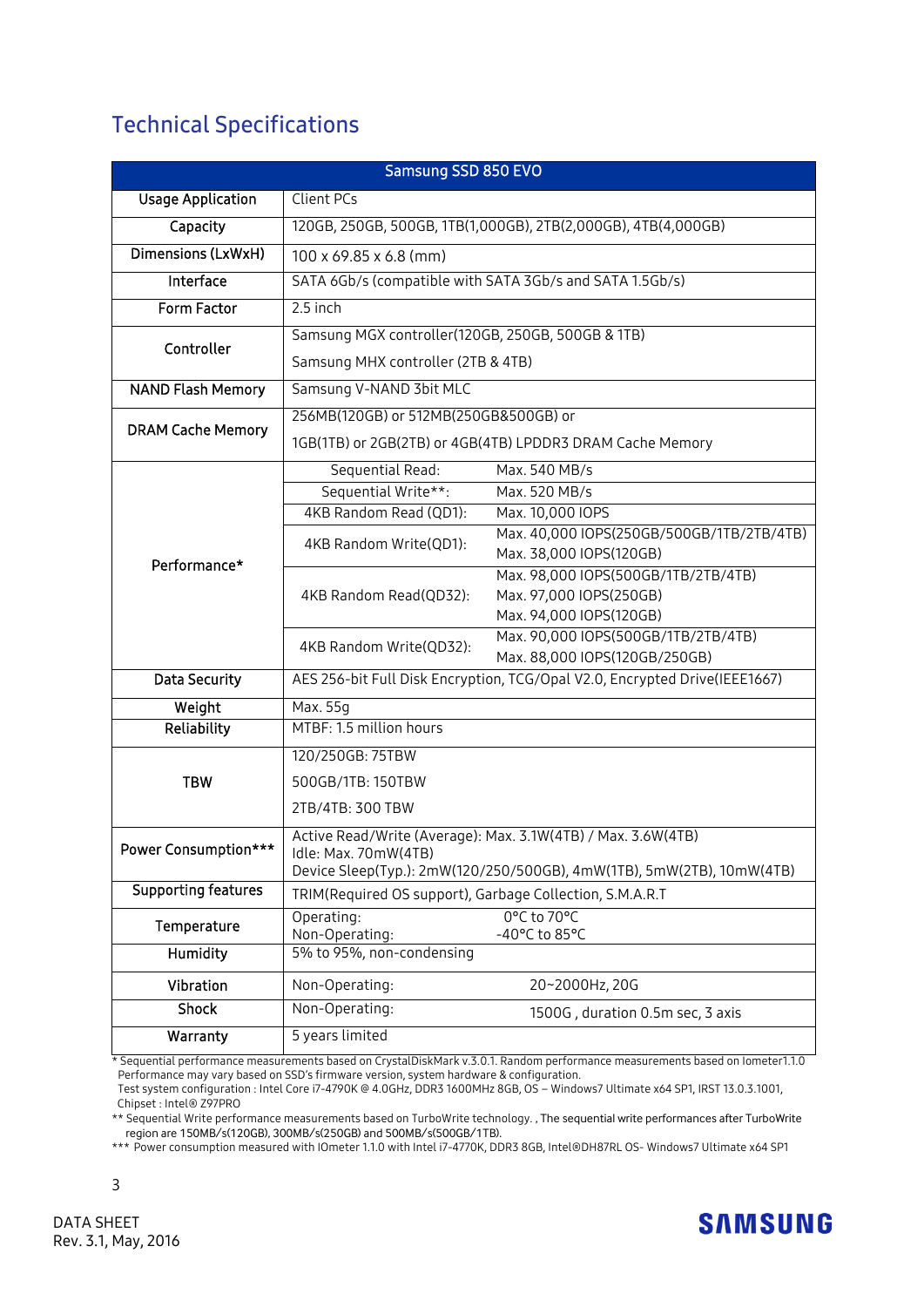## Technical Specifications

| Samsung SSD 850 EVO | | |
|---|---|---|
| Usage Application | Client PCs | |
| Capacity | 120GB, 250GB, 500GB, 1TB(1,000GB), 2TB(2,000GB), 4TB(4,000GB) | |
| Dimensions (LxWxH) | 100 x 69.85 x 6.8 (mm) | |
| Interface | SATA 6Gb/s (compatible with SATA 3Gb/s and SATA 1.5Gb/s) | |
| Form Factor | 2.5 inch | |
| Controller | Samsung MGX controller(120GB, 250GB, 500GB & 1TB)<br>Samsung MHX controller (2TB & 4TB) | |
| NAND Flash Memory | Samsung V-NAND 3bit MLC | |
| DRAM Cache Memory | 256MB(120GB) or 512MB(250GB&500GB) or<br>1GB(1TB) or 2GB(2TB) or 4GB(4TB) LPDDR3 DRAM Cache Memory | |
| Performance* | Sequential Read: | Max. 540 MB/s |
| | Sequential Write**: | Max. 520 MB/s |
| | 4KB Random Read (QD1): | Max. 10,000 IOPS |
| | 4KB Random Write(QD1): | Max. 40,000 IOPS(250GB/500GB/1TB/2TB/4TB)<br>Max. 38,000 IOPS(120GB) |
| | 4KB Random Read(QD32): | Max. 98,000 IOPS(500GB/1TB/2TB/4TB)<br>Max. 97,000 IOPS(250GB)<br>Max. 94,000 IOPS(120GB) |
| | 4KB Random Write(QD32): | Max. 90,000 IOPS(500GB/1TB/2TB/4TB)<br>Max. 88,000 IOPS(120GB/250GB) |
| Data Security | AES 256-bit Full Disk Encryption, TCG/Opal V2.0, Encrypted Drive(IEEE1667) | |
| Weight | Max. 55g | |
| Reliability | MTBF: 1.5 million hours | |
| TBW | 120/250GB: 75TBW<br>500GB/1TB: 150TBW<br>2TB/4TB: 300 TBW | |
| Power Consumption*** | Active Read/Write (Average): Max. 3.1W(4TB) / Max. 3.6W(4TB)<br>Idle: Max. 70mW(4TB)<br>Device Sleep(Typ.): 2mW(120/250/500GB), 4mW(1TB), 5mW(2TB), 10mW(4TB) | |
| Supporting features | TRIM(Required OS support), Garbage Collection, S.M.A.R.T | |
| Temperature | Operating:<br>Non-Operating: | 0°C to 70°C<br>-40°C to 85°C |
| Humidity | 5% to 95%, non-condensing | |
| Vibration | Non-Operating: | 20~2000Hz, 20G |
| Shock | Non-Operating: | 1500G , duration 0.5m sec, 3 axis |
| Warranty | 5 years limited | |

\* Sequential performance measurements based on CrystalDiskMark v.3.0.1. Random performance measurements based on Iometer1.1.0
Performance may vary based on SSD's firmware version, system hardware & configuration.
Test system configuration : Intel Core i7-4790K @ 4.0GHz, DDR3 1600MHz 8GB, OS – Windows7 Ultimate x64 SP1, IRST 13.0.3.1001, Chipset : Intel® Z97PRO

** Sequential Write performance measurements based on TurboWrite technology. , The sequential write performances after TurboWrite region are 150MB/s(120GB), 300MB/s(250GB) and 500MB/s(500GB/1TB).

*** Power consumption measured with IOmeter 1.1.0 with Intel i7-4770K, DDR3 8GB, Intel®DH87RL OS- Windows7 Ultimate x64 SP1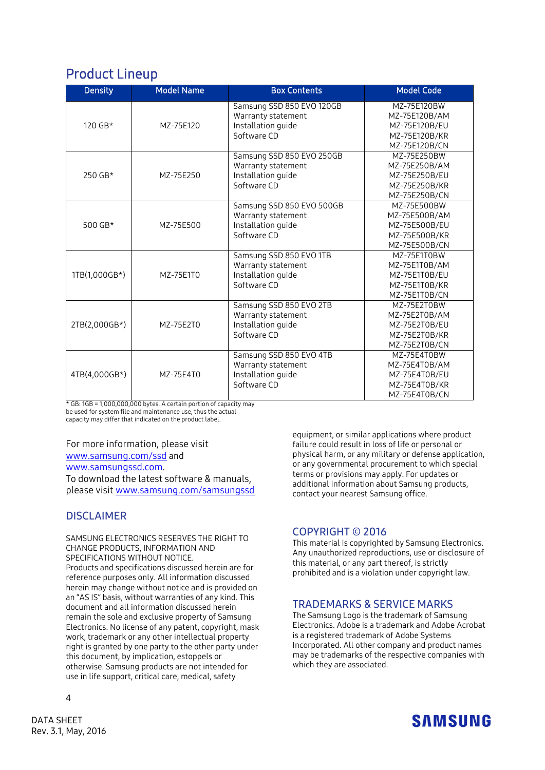## Product Lineup

| Density | Model Name | Box Contents | Model Code |
|---|---|---|---|
| 120 GB* | MZ-75E120 | Samsung SSD 850 EVO 120GB<br>Warranty statement<br>Installation guide<br>Software CD | MZ-75E120BW<br>MZ-75E120B/AM<br>MZ-75E120B/EU<br>MZ-75E120B/KR<br>MZ-75E120B/CN |
| 250 GB* | MZ-75E250 | Samsung SSD 850 EVO 250GB<br>Warranty statement<br>Installation guide<br>Software CD | MZ-75E250BW<br>MZ-75E250B/AM<br>MZ-75E250B/EU<br>MZ-75E250B/KR<br>MZ-75E250B/CN |
| 500 GB* | MZ-75E500 | Samsung SSD 850 EVO 500GB<br>Warranty statement<br>Installation guide<br>Software CD | MZ-75E500BW<br>MZ-75E500B/AM<br>MZ-75E500B/EU<br>MZ-75E500B/KR<br>MZ-75E500B/CN |
| 1TB(1,000GB*) | MZ-75E1T0 | Samsung SSD 850 EVO 1TB<br>Warranty statement<br>Installation guide<br>Software CD | MZ-75E1T0BW<br>MZ-75E1T0B/AM<br>MZ-75E1T0B/EU<br>MZ-75E1T0B/KR<br>MZ-75E1T0B/CN |
| 2TB(2,000GB*) | MZ-75E2T0 | Samsung SSD 850 EVO 2TB<br>Warranty statement<br>Installation guide<br>Software CD | MZ-75E2T0BW<br>MZ-75E2T0B/AM<br>MZ-75E2T0B/EU<br>MZ-75E2T0B/KR<br>MZ-75E2T0B/CN |
| 4TB(4,000GB*) | MZ-75E4T0 | Samsung SSD 850 EVO 4TB<br>Warranty statement<br>Installation guide<br>Software CD | MZ-75E4T0BW<br>MZ-75E4T0B/AM<br>MZ-75E4T0B/EU<br>MZ-75E4T0B/KR<br>MZ-75E4T0B/CN |

* GB: 1GB = 1,000,000,000 bytes. A certain portion of capacity may be used for system file and maintenance use, thus the actual capacity may differ that indicated on the product label.

For more information, please visit www.samsung.com/ssd and www.samsungssd.com.
To download the latest software & manuals, please visit www.samsung.com/samsungssd

## DISCLAIMER

SAMSUNG ELECTRONICS RESERVES THE RIGHT TO CHANGE PRODUCTS, INFORMATION AND SPECIFICATIONS WITHOUT NOTICE.
Products and specifications discussed herein are for reference purposes only. All information discussed herein may change without notice and is provided on an "AS IS" basis, without warranties of any kind. This document and all information discussed herein remain the sole and exclusive property of Samsung Electronics. No license of any patent, copyright, mask work, trademark or any other intellectual property right is granted by one party to the other party under this document, by implication, estoppels or otherwise. Samsung products are not intended for use in life support, critical care, medical, safety equipment, or similar applications where product failure could result in loss of life or personal or physical harm, or any military or defense application, or any governmental procurement to which special terms or provisions may apply. For updates or additional information about Samsung products, contact your nearest Samsung office.

## COPYRIGHT © 2016

This material is copyrighted by Samsung Electronics. Any unauthorized reproductions, use or disclosure of this material, or any part thereof, is strictly prohibited and is a violation under copyright law.

## TRADEMARKS & SERVICE MARKS

The Samsung Logo is the trademark of Samsung Electronics. Adobe is a trademark and Adobe Acrobat is a registered trademark of Adobe Systems Incorporated. All other company and product names may be trademarks of the respective companies with which they are associated.